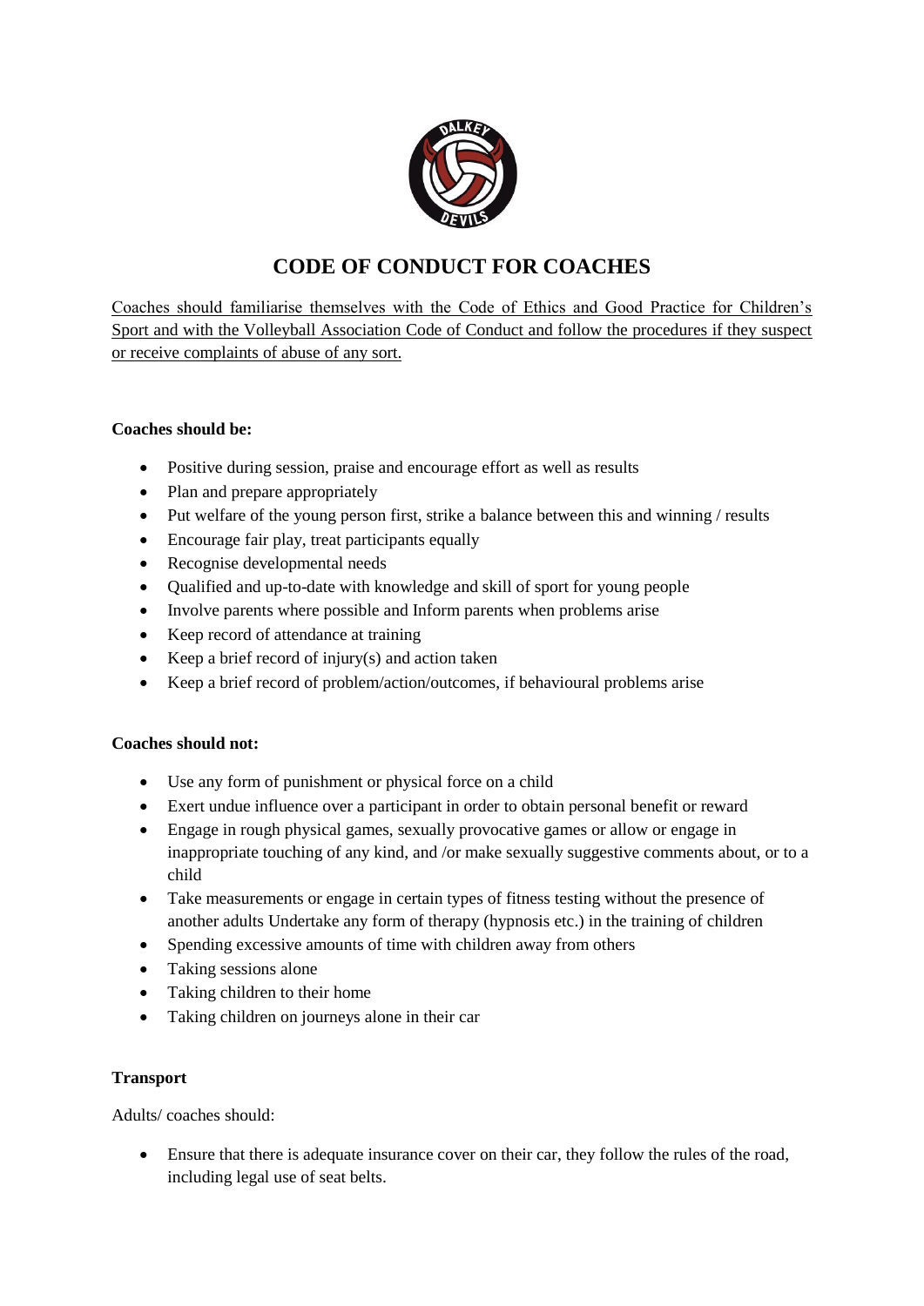# CODE OF CONDUCT FOR COACHES

Coaches should familiarise themselves with the Code of Ethics and Good Practice for Children's Sport and with the Volleyball Association Code of Conduct and follow the procedures if they suspect or receive complaints of abuse of any sort.

**Coaches should be:**

- Positive during session, praise and encourage effort as well as results
- Plan and prepare appropriately
- Put welfare of the young person first, strike a balance between this and winning / results
- Encourage fair play, treat participants equally
- Recognise developmental needs
- Qualified and up-to-date with knowledge and skill of sport for young people
- Involve parents where possible and Inform parents when problems arise
- Keep record of attendance at training
- Keep a brief record of injury(s) and action taken
- Keep a brief record of problem/action/outcomes, if behavioural problems arise

**Coaches should not:**

- Use any form of punishment or physical force on a child
- Exert undue influence over a participant in order to obtain personal benefit or reward
- Engage in rough physical games, sexually provocative games or allow or engage in inappropriate touching of any kind, and /or make sexually suggestive comments about, or to a child
- Take measurements or engage in certain types of fitness testing without the presence of another adults Undertake any form of therapy (hypnosis etc.) in the training of children
- Spending excessive amounts of time with children away from others
- Taking sessions alone
- Taking children to their home
- Taking children on journeys alone in their car

**Transport**

Adults/ coaches should:

- Ensure that there is adequate insurance cover on their car, they follow the rules of the road, including legal use of seat belts.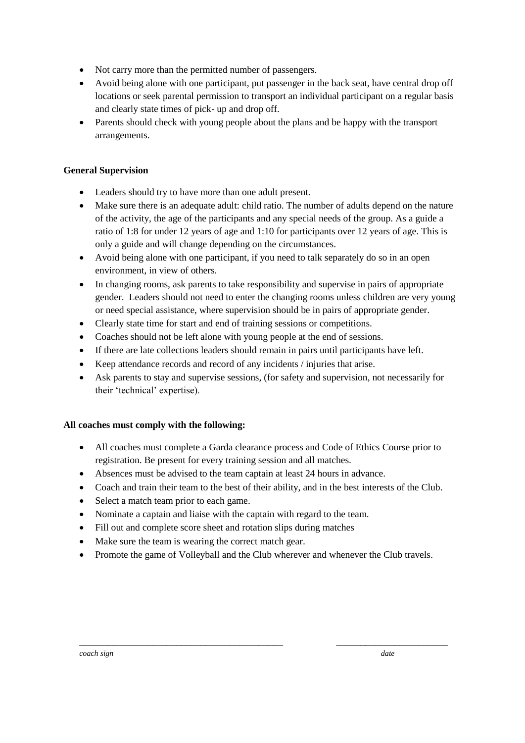- Not carry more than the permitted number of passengers.
- Avoid being alone with one participant, put passenger in the back seat, have central drop off locations or seek parental permission to transport an individual participant on a regular basis and clearly state times of pick- up and drop off.
- Parents should check with young people about the plans and be happy with the transport arrangements.

**General Supervision**

- Leaders should try to have more than one adult present.
- Make sure there is an adequate adult: child ratio. The number of adults depend on the nature of the activity, the age of the participants and any special needs of the group. As a guide a ratio of 1:8 for under 12 years of age and 1:10 for participants over 12 years of age. This is only a guide and will change depending on the circumstances.
- Avoid being alone with one participant, if you need to talk separately do so in an open environment, in view of others.
- In changing rooms, ask parents to take responsibility and supervise in pairs of appropriate gender. Leaders should not need to enter the changing rooms unless children are very young or need special assistance, where supervision should be in pairs of appropriate gender.
- Clearly state time for start and end of training sessions or competitions.
- Coaches should not be left alone with young people at the end of sessions.
- If there are late collections leaders should remain in pairs until participants have left.
- Keep attendance records and record of any incidents / injuries that arise.
- Ask parents to stay and supervise sessions, (for safety and supervision, not necessarily for their 'technical' expertise).

**All coaches must comply with the following:**

- All coaches must complete a Garda clearance process and Code of Ethics Course prior to registration. Be present for every training session and all matches.
- Absences must be advised to the team captain at least 24 hours in advance.
- Coach and train their team to the best of their ability, and in the best interests of the Club.
- Select a match team prior to each game.
- Nominate a captain and liaise with the captain with regard to the team.
- Fill out and complete score sheet and rotation slips during matches
- Make sure the team is wearing the correct match gear.
- Promote the game of Volleyball and the Club wherever and whenever the Club travels.

_______________________________________________ _________________________

*coach sign* *date*